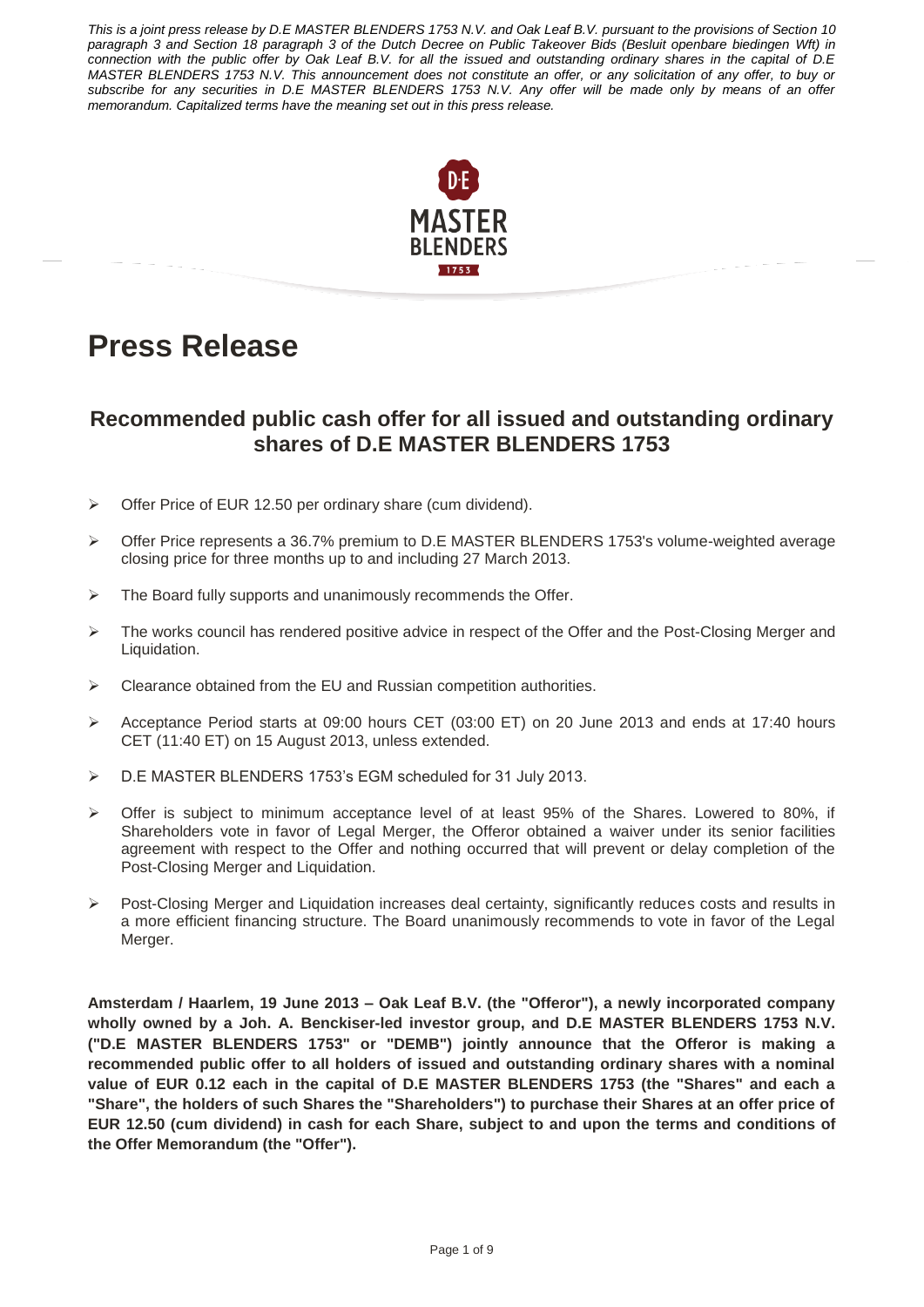*This is a joint press release by D.E MASTER BLENDERS 1753 N.V. and Oak Leaf B.V. pursuant to the provisions of Section 10 paragraph 3 and Section 18 paragraph 3 of the Dutch Decree on Public Takeover Bids (Besluit openbare biedingen Wft) in connection with the public offer by Oak Leaf B.V. for all the issued and outstanding ordinary shares in the capital of D.E MASTER BLENDERS 1753 N.V. This announcement does not constitute an offer, or any solicitation of any offer, to buy or subscribe for any securities in D.E MASTER BLENDERS 1753 N.V. Any offer will be made only by means of an offer memorandum. Capitalized terms have the meaning set out in this press release.*

# Press Release

## Recommended public cash offer for all issued and outstanding ordinary shares of D.E MASTER BLENDERS 1753

- Offer Price of EUR 12.50 per ordinary share (cum dividend).
- Offer Price represents a 36.7% premium to D.E MASTER BLENDERS 1753's volume-weighted average closing price for three months up to and including 27 March 2013.
- The Board fully supports and unanimously recommends the Offer.
- The works council has rendered positive advice in respect of the Offer and the Post-Closing Merger and Liquidation.
- Clearance obtained from the EU and Russian competition authorities.
- Acceptance Period starts at 09:00 hours CET (03:00 ET) on 20 June 2013 and ends at 17:40 hours CET (11:40 ET) on 15 August 2013, unless extended.
- D.E MASTER BLENDERS 1753's EGM scheduled for 31 July 2013.
- Offer is subject to minimum acceptance level of at least 95% of the Shares. Lowered to 80%, if Shareholders vote in favor of Legal Merger, the Offeror obtained a waiver under its senior facilities agreement with respect to the Offer and nothing occurred that will prevent or delay completion of the Post-Closing Merger and Liquidation.
- Post-Closing Merger and Liquidation increases deal certainty, significantly reduces costs and results in a more efficient financing structure. The Board unanimously recommends to vote in favor of the Legal Merger.

**Amsterdam / Haarlem, 19 June 2013 – Oak Leaf B.V. (the "Offeror"), a newly incorporated company wholly owned by a Joh. A. Benckiser-led investor group, and D.E MASTER BLENDERS 1753 N.V. ("D.E MASTER BLENDERS 1753" or "DEMB") jointly announce that the Offeror is making a recommended public offer to all holders of issued and outstanding ordinary shares with a nominal value of EUR 0.12 each in the capital of D.E MASTER BLENDERS 1753 (the "Shares" and each a "Share", the holders of such Shares the "Shareholders") to purchase their Shares at an offer price of EUR 12.50 (cum dividend) in cash for each Share, subject to and upon the terms and conditions of the Offer Memorandum (the "Offer").**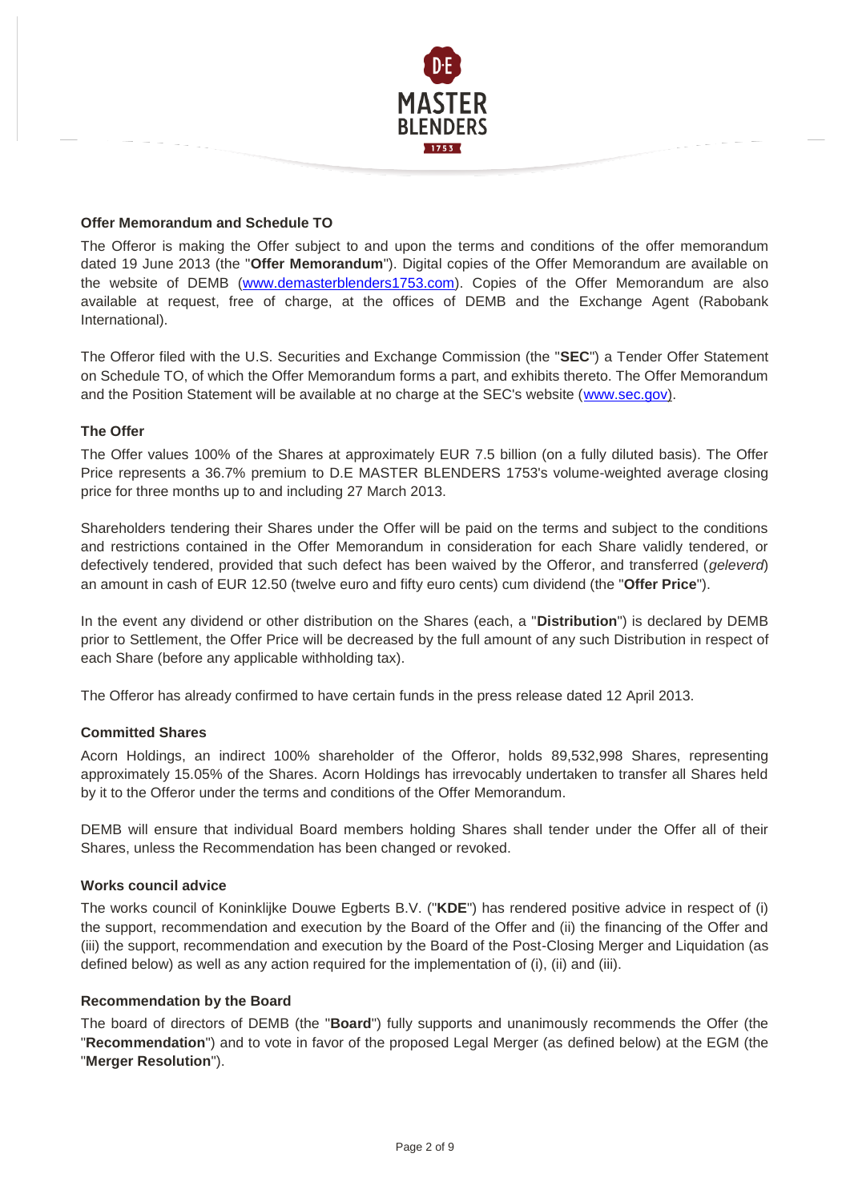**Offer Memorandum and Schedule TO**

The Offeror is making the Offer subject to and upon the terms and conditions of the offer memorandum dated 19 June 2013 (the "**Offer Memorandum**"). Digital copies of the Offer Memorandum are available on the website of DEMB (www.demasterblenders1753.com). Copies of the Offer Memorandum are also available at request, free of charge, at the offices of DEMB and the Exchange Agent (Rabobank International).

The Offeror filed with the U.S. Securities and Exchange Commission (the "**SEC**") a Tender Offer Statement on Schedule TO, of which the Offer Memorandum forms a part, and exhibits thereto. The Offer Memorandum and the Position Statement will be available at no charge at the SEC's website (www.sec.gov).

**The Offer**

The Offer values 100% of the Shares at approximately EUR 7.5 billion (on a fully diluted basis). The Offer Price represents a 36.7% premium to D.E MASTER BLENDERS 1753's volume-weighted average closing price for three months up to and including 27 March 2013.

Shareholders tendering their Shares under the Offer will be paid on the terms and subject to the conditions and restrictions contained in the Offer Memorandum in consideration for each Share validly tendered, or defectively tendered, provided that such defect has been waived by the Offeror, and transferred (*geleverd*) an amount in cash of EUR 12.50 (twelve euro and fifty euro cents) cum dividend (the "**Offer Price**").

In the event any dividend or other distribution on the Shares (each, a "**Distribution**") is declared by DEMB prior to Settlement, the Offer Price will be decreased by the full amount of any such Distribution in respect of each Share (before any applicable withholding tax).

The Offeror has already confirmed to have certain funds in the press release dated 12 April 2013.

**Committed Shares**

Acorn Holdings, an indirect 100% shareholder of the Offeror, holds 89,532,998 Shares, representing approximately 15.05% of the Shares. Acorn Holdings has irrevocably undertaken to transfer all Shares held by it to the Offeror under the terms and conditions of the Offer Memorandum.

DEMB will ensure that individual Board members holding Shares shall tender under the Offer all of their Shares, unless the Recommendation has been changed or revoked.

**Works council advice**

The works council of Koninklijke Douwe Egberts B.V. ("**KDE**") has rendered positive advice in respect of (i) the support, recommendation and execution by the Board of the Offer and (ii) the financing of the Offer and (iii) the support, recommendation and execution by the Board of the Post-Closing Merger and Liquidation (as defined below) as well as any action required for the implementation of (i), (ii) and (iii).

**Recommendation by the Board**

The board of directors of DEMB (the "**Board**") fully supports and unanimously recommends the Offer (the "**Recommendation**") and to vote in favor of the proposed Legal Merger (as defined below) at the EGM (the "**Merger Resolution**").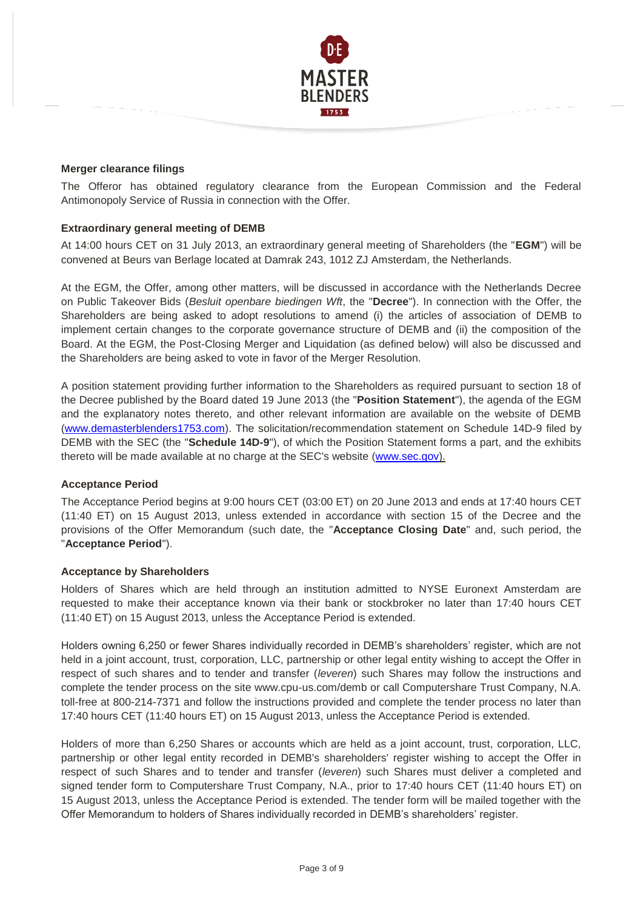### Merger clearance filings

The Offeror has obtained regulatory clearance from the European Commission and the Federal Antimonopoly Service of Russia in connection with the Offer.

### Extraordinary general meeting of DEMB

At 14:00 hours CET on 31 July 2013, an extraordinary general meeting of Shareholders (the "**EGM**") will be convened at Beurs van Berlage located at Damrak 243, 1012 ZJ Amsterdam, the Netherlands.

At the EGM, the Offer, among other matters, will be discussed in accordance with the Netherlands Decree on Public Takeover Bids (*Besluit openbare biedingen Wft*, the "**Decree**"). In connection with the Offer, the Shareholders are being asked to adopt resolutions to amend (i) the articles of association of DEMB to implement certain changes to the corporate governance structure of DEMB and (ii) the composition of the Board. At the EGM, the Post-Closing Merger and Liquidation (as defined below) will also be discussed and the Shareholders are being asked to vote in favor of the Merger Resolution.

A position statement providing further information to the Shareholders as required pursuant to section 18 of the Decree published by the Board dated 19 June 2013 (the "**Position Statement**"), the agenda of the EGM and the explanatory notes thereto, and other relevant information are available on the website of DEMB (www.demasterblenders1753.com). The solicitation/recommendation statement on Schedule 14D-9 filed by DEMB with the SEC (the "**Schedule 14D-9**"), of which the Position Statement forms a part, and the exhibits thereto will be made available at no charge at the SEC's website (www.sec.gov).

### Acceptance Period

The Acceptance Period begins at 9:00 hours CET (03:00 ET) on 20 June 2013 and ends at 17:40 hours CET (11:40 ET) on 15 August 2013, unless extended in accordance with section 15 of the Decree and the provisions of the Offer Memorandum (such date, the "**Acceptance Closing Date**" and, such period, the "**Acceptance Period**").

### Acceptance by Shareholders

Holders of Shares which are held through an institution admitted to NYSE Euronext Amsterdam are requested to make their acceptance known via their bank or stockbroker no later than 17:40 hours CET (11:40 ET) on 15 August 2013, unless the Acceptance Period is extended.

Holders owning 6,250 or fewer Shares individually recorded in DEMB's shareholders' register, which are not held in a joint account, trust, corporation, LLC, partnership or other legal entity wishing to accept the Offer in respect of such shares and to tender and transfer (*leveren*) such Shares may follow the instructions and complete the tender process on the site www.cpu-us.com/demb or call Computershare Trust Company, N.A. toll-free at 800-214-7371 and follow the instructions provided and complete the tender process no later than 17:40 hours CET (11:40 hours ET) on 15 August 2013, unless the Acceptance Period is extended.

Holders of more than 6,250 Shares or accounts which are held as a joint account, trust, corporation, LLC, partnership or other legal entity recorded in DEMB's shareholders' register wishing to accept the Offer in respect of such Shares and to tender and transfer (*leveren*) such Shares must deliver a completed and signed tender form to Computershare Trust Company, N.A., prior to 17:40 hours CET (11:40 hours ET) on 15 August 2013, unless the Acceptance Period is extended. The tender form will be mailed together with the Offer Memorandum to holders of Shares individually recorded in DEMB's shareholders' register.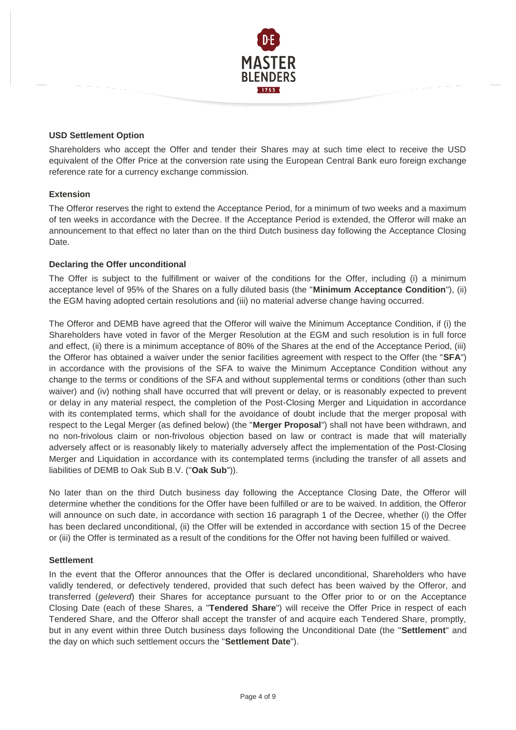### USD Settlement Option

Shareholders who accept the Offer and tender their Shares may at such time elect to receive the USD equivalent of the Offer Price at the conversion rate using the European Central Bank euro foreign exchange reference rate for a currency exchange commission.

### Extension

The Offeror reserves the right to extend the Acceptance Period, for a minimum of two weeks and a maximum of ten weeks in accordance with the Decree. If the Acceptance Period is extended, the Offeror will make an announcement to that effect no later than on the third Dutch business day following the Acceptance Closing Date.

### Declaring the Offer unconditional

The Offer is subject to the fulfillment or waiver of the conditions for the Offer, including (i) a minimum acceptance level of 95% of the Shares on a fully diluted basis (the "**Minimum Acceptance Condition**"), (ii) the EGM having adopted certain resolutions and (iii) no material adverse change having occurred.

The Offeror and DEMB have agreed that the Offeror will waive the Minimum Acceptance Condition, if (i) the Shareholders have voted in favor of the Merger Resolution at the EGM and such resolution is in full force and effect, (ii) there is a minimum acceptance of 80% of the Shares at the end of the Acceptance Period, (iii) the Offeror has obtained a waiver under the senior facilities agreement with respect to the Offer (the "**SFA**") in accordance with the provisions of the SFA to waive the Minimum Acceptance Condition without any change to the terms or conditions of the SFA and without supplemental terms or conditions (other than such waiver) and (iv) nothing shall have occurred that will prevent or delay, or is reasonably expected to prevent or delay in any material respect, the completion of the Post-Closing Merger and Liquidation in accordance with its contemplated terms, which shall for the avoidance of doubt include that the merger proposal with respect to the Legal Merger (as defined below) (the "**Merger Proposal**") shall not have been withdrawn, and no non-frivolous claim or non-frivolous objection based on law or contract is made that will materially adversely affect or is reasonably likely to materially adversely affect the implementation of the Post-Closing Merger and Liquidation in accordance with its contemplated terms (including the transfer of all assets and liabilities of DEMB to Oak Sub B.V. ("**Oak Sub**")).

No later than on the third Dutch business day following the Acceptance Closing Date, the Offeror will determine whether the conditions for the Offer have been fulfilled or are to be waived. In addition, the Offeror will announce on such date, in accordance with section 16 paragraph 1 of the Decree, whether (i) the Offer has been declared unconditional, (ii) the Offer will be extended in accordance with section 15 of the Decree or (iii) the Offer is terminated as a result of the conditions for the Offer not having been fulfilled or waived.

### Settlement

In the event that the Offeror announces that the Offer is declared unconditional, Shareholders who have validly tendered, or defectively tendered, provided that such defect has been waived by the Offeror, and transferred (*geleverd*) their Shares for acceptance pursuant to the Offer prior to or on the Acceptance Closing Date (each of these Shares, a "**Tendered Share**") will receive the Offer Price in respect of each Tendered Share, and the Offeror shall accept the transfer of and acquire each Tendered Share, promptly, but in any event within three Dutch business days following the Unconditional Date (the "**Settlement**" and the day on which such settlement occurs the "**Settlement Date**").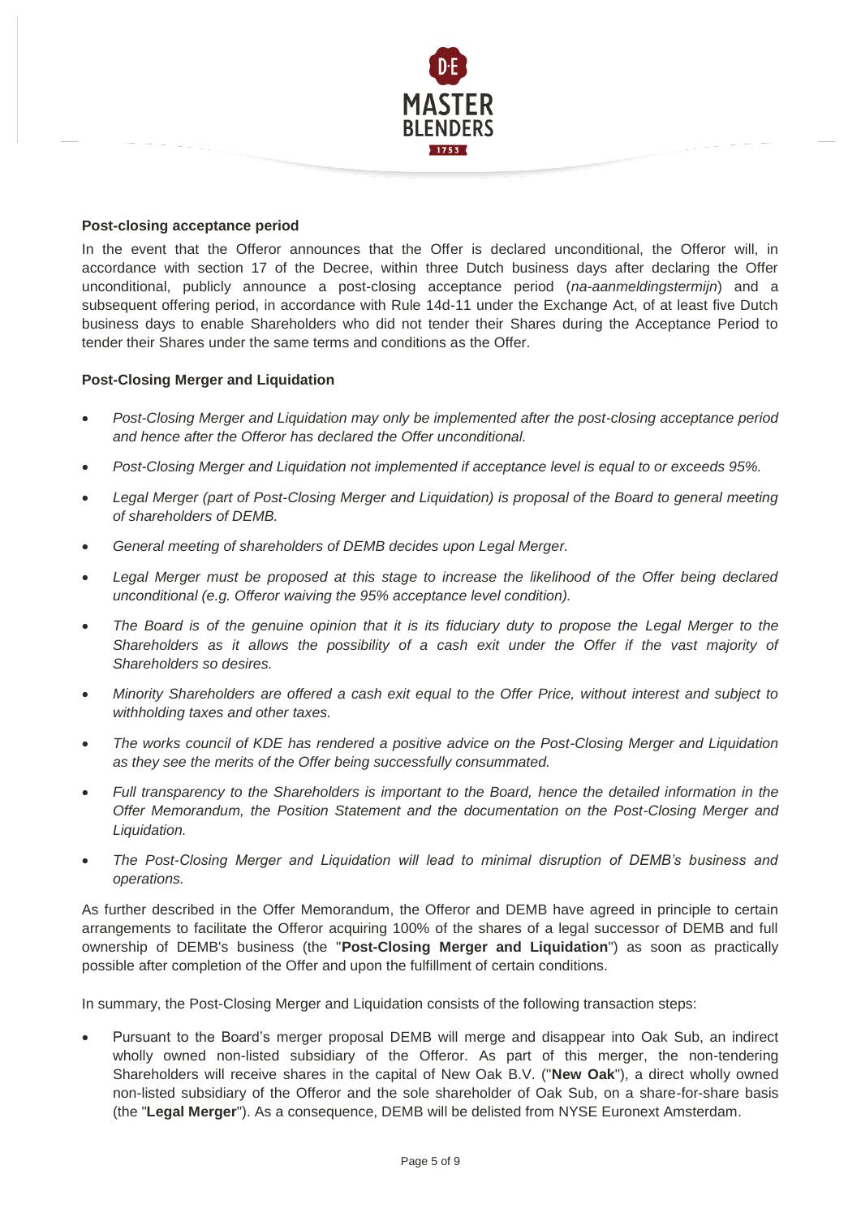**Post-closing acceptance period**

In the event that the Offeror announces that the Offer is declared unconditional, the Offeror will, in accordance with section 17 of the Decree, within three Dutch business days after declaring the Offer unconditional, publicly announce a post-closing acceptance period (*na-aanmeldingstermijn*) and a subsequent offering period, in accordance with Rule 14d-11 under the Exchange Act, of at least five Dutch business days to enable Shareholders who did not tender their Shares during the Acceptance Period to tender their Shares under the same terms and conditions as the Offer.

**Post-Closing Merger and Liquidation**

- *Post-Closing Merger and Liquidation may only be implemented after the post-closing acceptance period and hence after the Offeror has declared the Offer unconditional.*
- *Post-Closing Merger and Liquidation not implemented if acceptance level is equal to or exceeds 95%.*
- *Legal Merger (part of Post-Closing Merger and Liquidation) is proposal of the Board to general meeting of shareholders of DEMB.*
- *General meeting of shareholders of DEMB decides upon Legal Merger.*
- *Legal Merger must be proposed at this stage to increase the likelihood of the Offer being declared unconditional (e.g. Offeror waiving the 95% acceptance level condition).*
- *The Board is of the genuine opinion that it is its fiduciary duty to propose the Legal Merger to the Shareholders as it allows the possibility of a cash exit under the Offer if the vast majority of Shareholders so desires.*
- *Minority Shareholders are offered a cash exit equal to the Offer Price, without interest and subject to withholding taxes and other taxes.*
- *The works council of KDE has rendered a positive advice on the Post-Closing Merger and Liquidation as they see the merits of the Offer being successfully consummated.*
- *Full transparency to the Shareholders is important to the Board, hence the detailed information in the Offer Memorandum, the Position Statement and the documentation on the Post-Closing Merger and Liquidation.*
- *The Post-Closing Merger and Liquidation will lead to minimal disruption of DEMB's business and operations.*

As further described in the Offer Memorandum, the Offeror and DEMB have agreed in principle to certain arrangements to facilitate the Offeror acquiring 100% of the shares of a legal successor of DEMB and full ownership of DEMB's business (the "**Post-Closing Merger and Liquidation**") as soon as practically possible after completion of the Offer and upon the fulfillment of certain conditions.

In summary, the Post-Closing Merger and Liquidation consists of the following transaction steps:

- Pursuant to the Board's merger proposal DEMB will merge and disappear into Oak Sub, an indirect wholly owned non-listed subsidiary of the Offeror. As part of this merger, the non-tendering Shareholders will receive shares in the capital of New Oak B.V. ("**New Oak**"), a direct wholly owned non-listed subsidiary of the Offeror and the sole shareholder of Oak Sub, on a share-for-share basis (the "**Legal Merger**"). As a consequence, DEMB will be delisted from NYSE Euronext Amsterdam.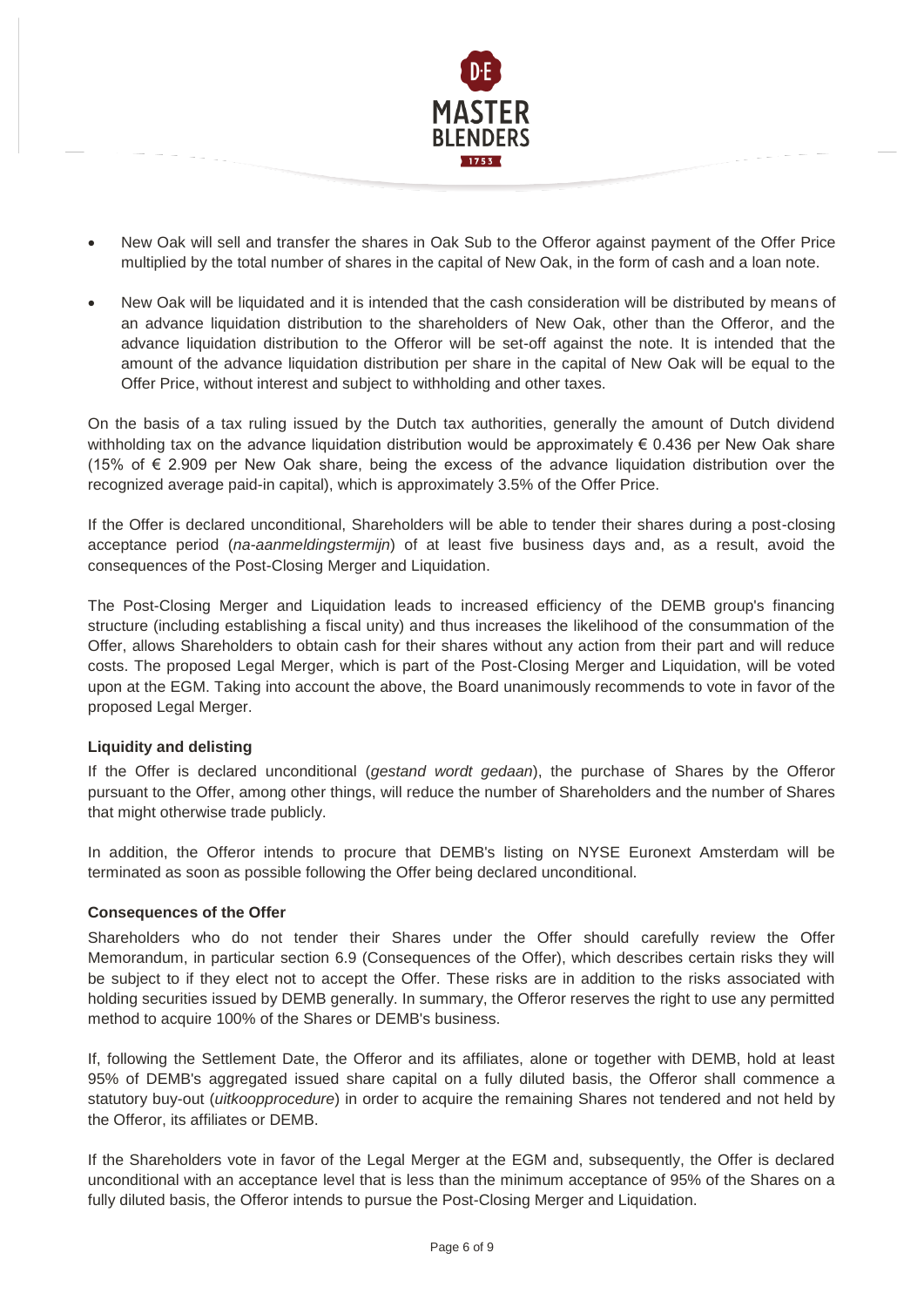- New Oak will sell and transfer the shares in Oak Sub to the Offeror against payment of the Offer Price multiplied by the total number of shares in the capital of New Oak, in the form of cash and a loan note.
- New Oak will be liquidated and it is intended that the cash consideration will be distributed by means of an advance liquidation distribution to the shareholders of New Oak, other than the Offeror, and the advance liquidation distribution to the Offeror will be set-off against the note. It is intended that the amount of the advance liquidation distribution per share in the capital of New Oak will be equal to the Offer Price, without interest and subject to withholding and other taxes.

On the basis of a tax ruling issued by the Dutch tax authorities, generally the amount of Dutch dividend withholding tax on the advance liquidation distribution would be approximately € 0.436 per New Oak share (15% of € 2.909 per New Oak share, being the excess of the advance liquidation distribution over the recognized average paid-in capital), which is approximately 3.5% of the Offer Price.

If the Offer is declared unconditional, Shareholders will be able to tender their shares during a post-closing acceptance period (*na-aanmeldingstermijn*) of at least five business days and, as a result, avoid the consequences of the Post-Closing Merger and Liquidation.

The Post-Closing Merger and Liquidation leads to increased efficiency of the DEMB group's financing structure (including establishing a fiscal unity) and thus increases the likelihood of the consummation of the Offer, allows Shareholders to obtain cash for their shares without any action from their part and will reduce costs. The proposed Legal Merger, which is part of the Post-Closing Merger and Liquidation, will be voted upon at the EGM. Taking into account the above, the Board unanimously recommends to vote in favor of the proposed Legal Merger.

**Liquidity and delisting**

If the Offer is declared unconditional (*gestand wordt gedaan*), the purchase of Shares by the Offeror pursuant to the Offer, among other things, will reduce the number of Shareholders and the number of Shares that might otherwise trade publicly.

In addition, the Offeror intends to procure that DEMB's listing on NYSE Euronext Amsterdam will be terminated as soon as possible following the Offer being declared unconditional.

**Consequences of the Offer**

Shareholders who do not tender their Shares under the Offer should carefully review the Offer Memorandum, in particular section 6.9 (Consequences of the Offer), which describes certain risks they will be subject to if they elect not to accept the Offer. These risks are in addition to the risks associated with holding securities issued by DEMB generally. In summary, the Offeror reserves the right to use any permitted method to acquire 100% of the Shares or DEMB's business.

If, following the Settlement Date, the Offeror and its affiliates, alone or together with DEMB, hold at least 95% of DEMB's aggregated issued share capital on a fully diluted basis, the Offeror shall commence a statutory buy-out (*uitkoopprocedure*) in order to acquire the remaining Shares not tendered and not held by the Offeror, its affiliates or DEMB.

If the Shareholders vote in favor of the Legal Merger at the EGM and, subsequently, the Offer is declared unconditional with an acceptance level that is less than the minimum acceptance of 95% of the Shares on a fully diluted basis, the Offeror intends to pursue the Post-Closing Merger and Liquidation.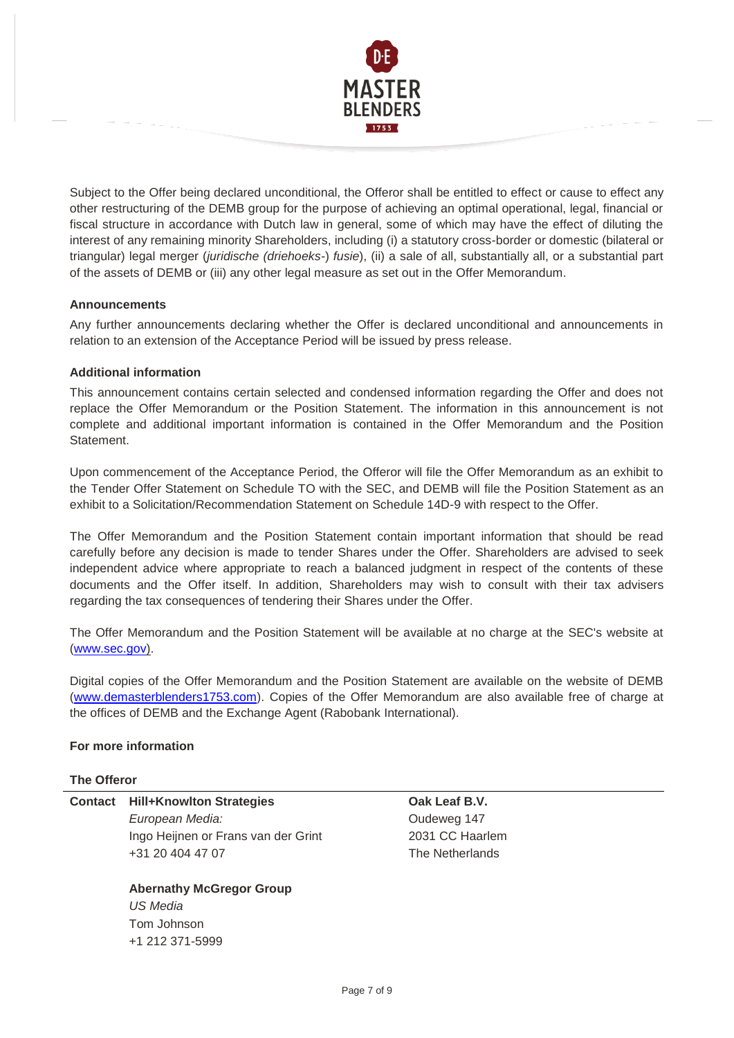Subject to the Offer being declared unconditional, the Offeror shall be entitled to effect or cause to effect any other restructuring of the DEMB group for the purpose of achieving an optimal operational, legal, financial or fiscal structure in accordance with Dutch law in general, some of which may have the effect of diluting the interest of any remaining minority Shareholders, including (i) a statutory cross-border or domestic (bilateral or triangular) legal merger (*juridische (driehoeks-) fusie*), (ii) a sale of all, substantially all, or a substantial part of the assets of DEMB or (iii) any other legal measure as set out in the Offer Memorandum.

**Announcements**

Any further announcements declaring whether the Offer is declared unconditional and announcements in relation to an extension of the Acceptance Period will be issued by press release.

**Additional information**

This announcement contains certain selected and condensed information regarding the Offer and does not replace the Offer Memorandum or the Position Statement. The information in this announcement is not complete and additional important information is contained in the Offer Memorandum and the Position Statement.

Upon commencement of the Acceptance Period, the Offeror will file the Offer Memorandum as an exhibit to the Tender Offer Statement on Schedule TO with the SEC, and DEMB will file the Position Statement as an exhibit to a Solicitation/Recommendation Statement on Schedule 14D-9 with respect to the Offer.

The Offer Memorandum and the Position Statement contain important information that should be read carefully before any decision is made to tender Shares under the Offer. Shareholders are advised to seek independent advice where appropriate to reach a balanced judgment in respect of the contents of these documents and the Offer itself. In addition, Shareholders may wish to consult with their tax advisers regarding the tax consequences of tendering their Shares under the Offer.

The Offer Memorandum and the Position Statement will be available at no charge at the SEC's website at (www.sec.gov).

Digital copies of the Offer Memorandum and the Position Statement are available on the website of DEMB (www.demasterblenders1753.com). Copies of the Offer Memorandum are also available free of charge at the offices of DEMB and the Exchange Agent (Rabobank International).

**For more information**

**The Offeror**

**Contact** **Hill+Knowlton Strategies**
*European Media:*
Ingo Heijnen or Frans van der Grint
+31 20 404 47 07

**Abernathy McGregor Group**
*US Media*
Tom Johnson
+1 212 371-5999

**Oak Leaf B.V.**
Oudeweg 147
2031 CC Haarlem
The Netherlands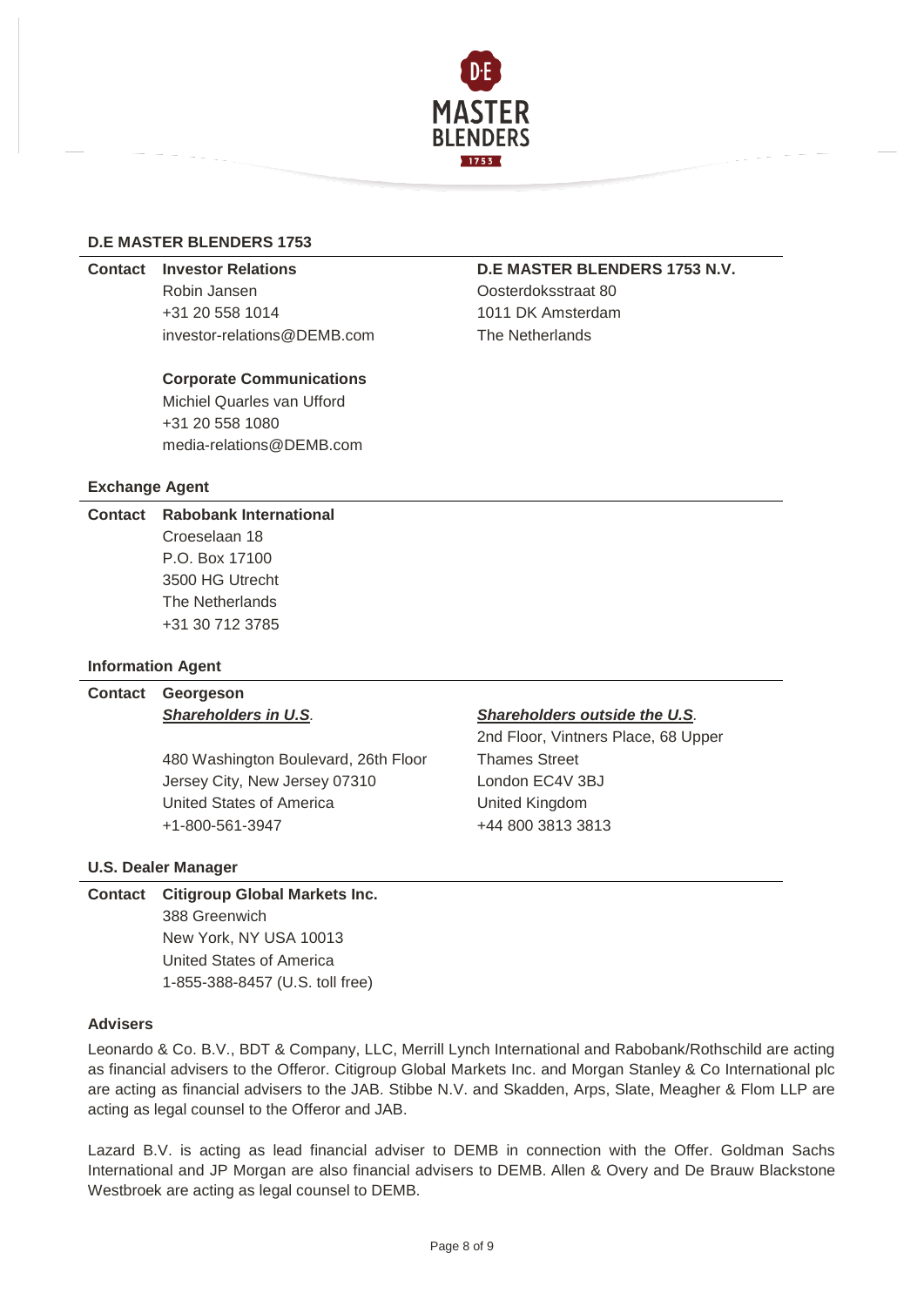### D.E MASTER BLENDERS 1753

**Contact** **Investor Relations**
Robin Jansen
+31 20 558 1014
investor-relations@DEMB.com

**Corporate Communications**
Michiel Quarles van Ufford
+31 20 558 1080
media-relations@DEMB.com

**D.E MASTER BLENDERS 1753 N.V.**
Oosterdoksstraat 80
1011 DK Amsterdam
The Netherlands

### Exchange Agent

**Contact** **Rabobank International**
Croeselaan 18
P.O. Box 17100
3500 HG Utrecht
The Netherlands
+31 30 712 3785

### Information Agent

**Contact** **Georgeson**

***Shareholders in U.S.***

480 Washington Boulevard, 26th Floor
Jersey City, New Jersey 07310
United States of America
+1-800-561-3947

***Shareholders outside the U.S.***

2nd Floor, Vintners Place, 68 Upper Thames Street
London EC4V 3BJ
United Kingdom
+44 800 3813 3813

### U.S. Dealer Manager

**Contact** **Citigroup Global Markets Inc.**
388 Greenwich
New York, NY USA 10013
United States of America
1-855-388-8457 (U.S. toll free)

### Advisers

Leonardo & Co. B.V., BDT & Company, LLC, Merrill Lynch International and Rabobank/Rothschild are acting as financial advisers to the Offeror. Citigroup Global Markets Inc. and Morgan Stanley & Co International plc are acting as financial advisers to the JAB. Stibbe N.V. and Skadden, Arps, Slate, Meagher & Flom LLP are acting as legal counsel to the Offeror and JAB.

Lazard B.V. is acting as lead financial adviser to DEMB in connection with the Offer. Goldman Sachs International and JP Morgan are also financial advisers to DEMB. Allen & Overy and De Brauw Blackstone Westbroek are acting as legal counsel to DEMB.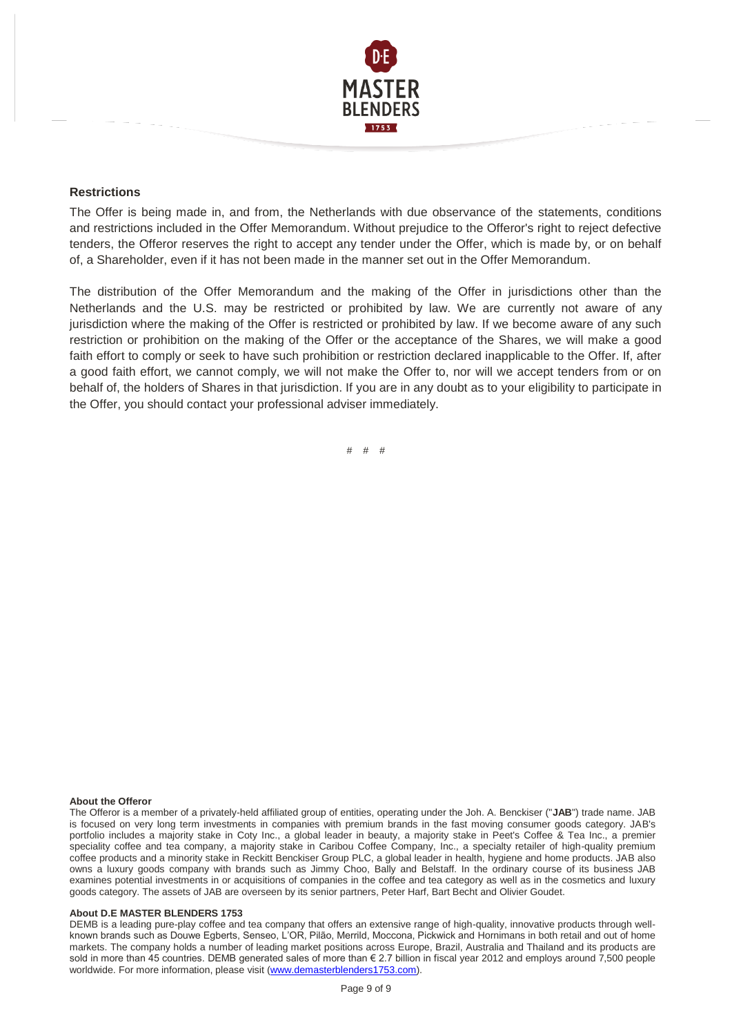### Restrictions

The Offer is being made in, and from, the Netherlands with due observance of the statements, conditions and restrictions included in the Offer Memorandum. Without prejudice to the Offeror's right to reject defective tenders, the Offeror reserves the right to accept any tender under the Offer, which is made by, or on behalf of, a Shareholder, even if it has not been made in the manner set out in the Offer Memorandum.

The distribution of the Offer Memorandum and the making of the Offer in jurisdictions other than the Netherlands and the U.S. may be restricted or prohibited by law. We are currently not aware of any jurisdiction where the making of the Offer is restricted or prohibited by law. If we become aware of any such restriction or prohibition on the making of the Offer or the acceptance of the Shares, we will make a good faith effort to comply or seek to have such prohibition or restriction declared inapplicable to the Offer. If, after a good faith effort, we cannot comply, we will not make the Offer to, nor will we accept tenders from or on behalf of, the holders of Shares in that jurisdiction. If you are in any doubt as to your eligibility to participate in the Offer, you should contact your professional adviser immediately.

# # #

**About the Offeror**

The Offeror is a member of a privately-held affiliated group of entities, operating under the Joh. A. Benckiser ("**JAB**") trade name. JAB is focused on very long term investments in companies with premium brands in the fast moving consumer goods category. JAB's portfolio includes a majority stake in Coty Inc., a global leader in beauty, a majority stake in Peet's Coffee & Tea Inc., a premier speciality coffee and tea company, a majority stake in Caribou Coffee Company, Inc., a specialty retailer of high-quality premium coffee products and a minority stake in Reckitt Benckiser Group PLC, a global leader in health, hygiene and home products. JAB also owns a luxury goods company with brands such as Jimmy Choo, Bally and Belstaff. In the ordinary course of its business JAB examines potential investments in or acquisitions of companies in the coffee and tea category as well as in the cosmetics and luxury goods category. The assets of JAB are overseen by its senior partners, Peter Harf, Bart Becht and Olivier Goudet.

**About D.E MASTER BLENDERS 1753**

DEMB is a leading pure-play coffee and tea company that offers an extensive range of high-quality, innovative products through well-known brands such as Douwe Egberts, Senseo, L'OR, Pilão, Merrild, Moccona, Pickwick and Hornimans in both retail and out of home markets. The company holds a number of leading market positions across Europe, Brazil, Australia and Thailand and its products are sold in more than 45 countries. DEMB generated sales of more than € 2.7 billion in fiscal year 2012 and employs around 7,500 people worldwide. For more information, please visit (www.demasterblenders1753.com).